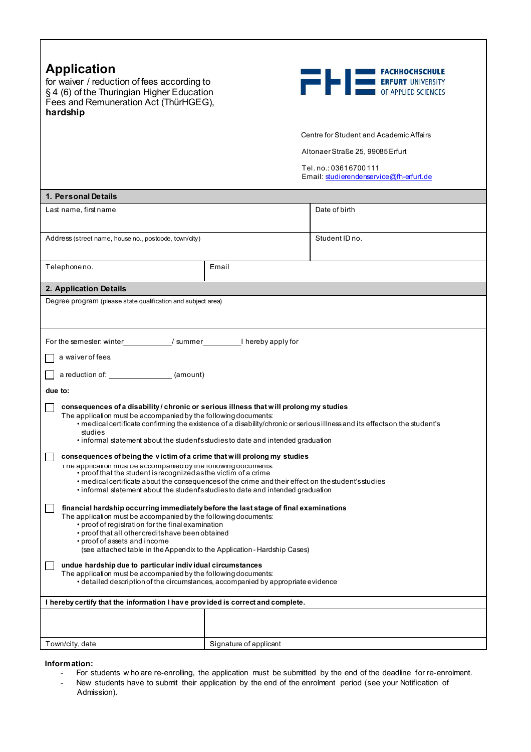# Application

for waiver / reduction of fees according to § 4 (6) of the Thuringian Higher Education Fees and Remuneration Act (ThürHGEG), **hardship**

**FACHHOCHSCHULE ERFURT UNIVERSITY OF APPLIED SCIENCES**

Centre for Student and Academic Affairs

Altonaer Straße 25, 99085 Erfurt

Tel. no.: 0361 6700 111
Email: studierendenservice@fh-erfurt.de

## 1. Personal Details

| Last name, first name | | Date of birth |
|---|---|---|
| Address (street name, house no., postcode, town/city) | | Student ID no. |
| Telephone no. | Email | |

## 2. Application Details

Degree program (please state qualification and subject area)

For the semester: winter____________ / summer__________ I hereby apply for

☐ a waiver of fees.

☐ a reduction of: ________________ (amount)

**due to:**

☐ **consequences of a disability / chronic or serious illness that will prolong my studies**
The application must be accompanied by the following documents:
- medical certificate confirming the existence of a disability/chronic or serious illness and its effects on the student's studies
- informal statement about the student's studies to date and intended graduation

☐ **consequences of being the victim of a crime that will prolong my studies**
The application must be accompanied by the following documents:
- proof that the student is recognized as the victim of a crime
- medical certificate about the consequences of the crime and their effect on the student's studies
- informal statement about the student's studies to date and intended graduation

☐ **financial hardship occurring immediately before the last stage of final examinations**
The application must be accompanied by the following documents:
- proof of registration for the final examination
- proof that all other credits have been obtained
- proof of assets and income

(see attached table in the Appendix to the Application - Hardship Cases)

☐ **undue hardship due to particular individual circumstances**
The application must be accompanied by the following documents:
- detailed description of the circumstances, accompanied by appropriate evidence

**I hereby certify that the information I have provided is correct and complete.**

| | |
|---|---|
| Town/city, date | Signature of applicant |

**Information:**

- For students who are re-enrolling, the application must be submitted by the end of the deadline for re-enrolment.
- New students have to submit their application by the end of the enrolment period (see your Notification of Admission).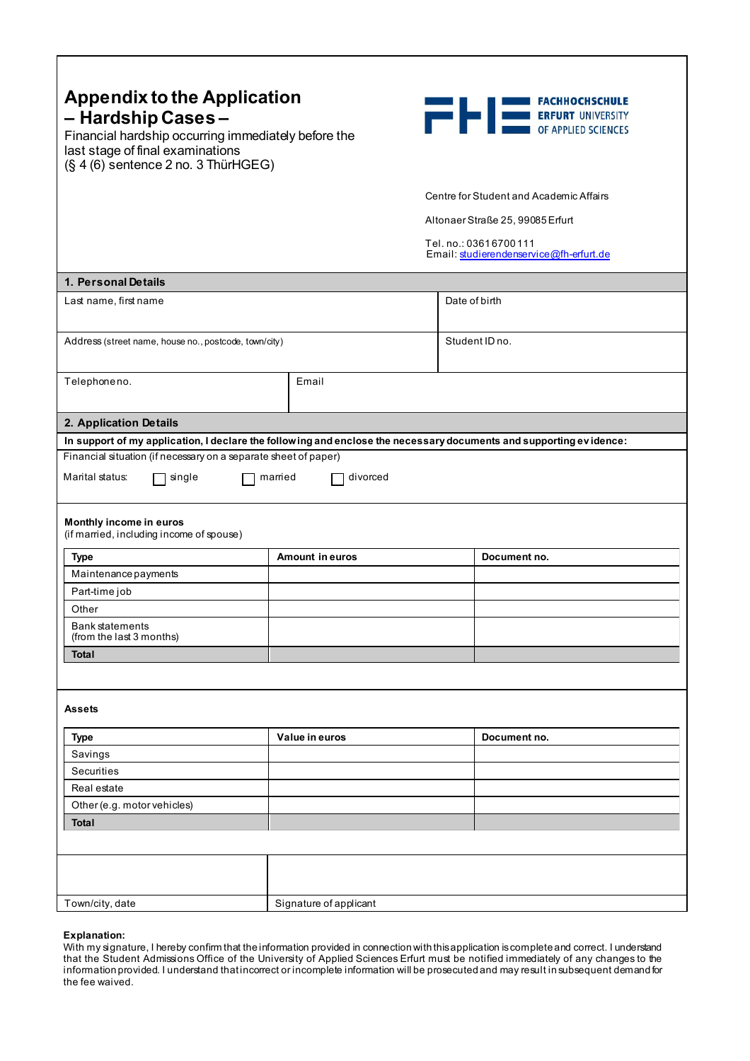# Appendix to the Application – Hardship Cases –

Financial hardship occurring immediately before the last stage of final examinations
(§ 4 (6) sentence 2 no. 3 ThürHGEG)

FACHHOCHSCHULE ERFURT UNIVERSITY OF APPLIED SCIENCES

Centre for Student and Academic Affairs

Altonaer Straße 25, 99085 Erfurt

Tel. no.: 0361 6700 111
Email: studierendenservice@fh-erfurt.de

## 1. Personal Details

| | |
|---|---|
| Last name, first name | Date of birth |
| Address (street name, house no., postcode, town/city) | Student ID no. |
| Telephone no. | Email |

## 2. Application Details

**In support of my application, I declare the following and enclose the necessary documents and supporting evidence:**

Financial situation (if necessary on a separate sheet of paper)

Marital status: ☐ single ☐ married ☐ divorced

**Monthly income in euros**
(if married, including income of spouse)

| Type | Amount in euros | Document no. |
|---|---|---|
| Maintenance payments | | |
| Part-time job | | |
| Other | | |
| Bank statements (from the last 3 months) | | |
| **Total** | | |

**Assets**

| Type | Value in euros | Document no. |
|---|---|---|
| Savings | | |
| Securities | | |
| Real estate | | |
| Other (e.g. motor vehicles) | | |
| **Total** | | |

| | |
|---|---|
| Town/city, date | Signature of applicant |

**Explanation:**
With my signature, I hereby confirm that the information provided in connection with this application is complete and correct. I understand that the Student Admissions Office of the University of Applied Sciences Erfurt must be notified immediately of any changes to the information provided. I understand that incorrect or incomplete information will be prosecuted and may result in subsequent demand for the fee waived.